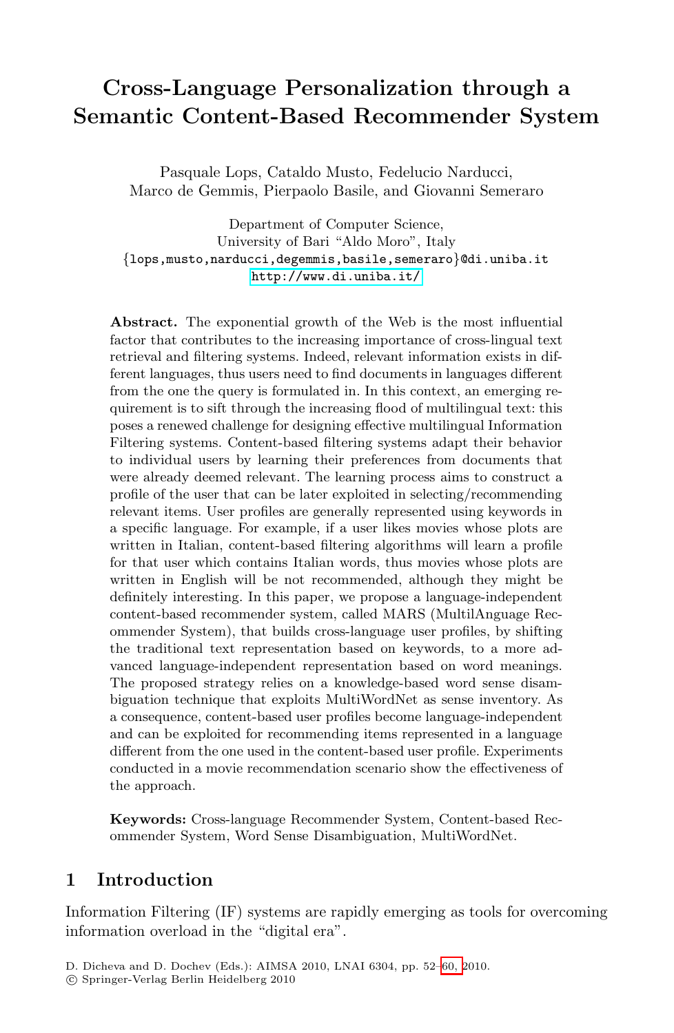# Cross-Language Personalization through a Semantic Content-Based Recommender System

Pasquale Lops, Cataldo Musto, Fedelucio Narducci,
Marco de Gemmis, Pierpaolo Basile, and Giovanni Semeraro

Department of Computer Science,
University of Bari "Aldo Moro", Italy
{lops,musto,narducci,degemmis,basile,semeraro}@di.uniba.it
http://www.di.uniba.it/

**Abstract.** The exponential growth of the Web is the most influential factor that contributes to the increasing importance of cross-lingual text retrieval and filtering systems. Indeed, relevant information exists in different languages, thus users need to find documents in languages different from the one the query is formulated in. In this context, an emerging requirement is to sift through the increasing flood of multilingual text: this poses a renewed challenge for designing effective multilingual Information Filtering systems. Content-based filtering systems adapt their behavior to individual users by learning their preferences from documents that were already deemed relevant. The learning process aims to construct a profile of the user that can be later exploited in selecting/recommending relevant items. User profiles are generally represented using keywords in a specific language. For example, if a user likes movies whose plots are written in Italian, content-based filtering algorithms will learn a profile for that user which contains Italian words, thus movies whose plots are written in English will be not recommended, although they might be definitely interesting. In this paper, we propose a language-independent content-based recommender system, called MARS (MultilAnguage Recommender System), that builds cross-language user profiles, by shifting the traditional text representation based on keywords, to a more advanced language-independent representation based on word meanings. The proposed strategy relies on a knowledge-based word sense disambiguation technique that exploits MultiWordNet as sense inventory. As a consequence, content-based user profiles become language-independent and can be exploited for recommending items represented in a language different from the one used in the content-based user profile. Experiments conducted in a movie recommendation scenario show the effectiveness of the approach.

**Keywords:** Cross-language Recommender System, Content-based Recommender System, Word Sense Disambiguation, MultiWordNet.

## 1 Introduction

Information Filtering (IF) systems are rapidly emerging as tools for overcoming information overload in the "digital era".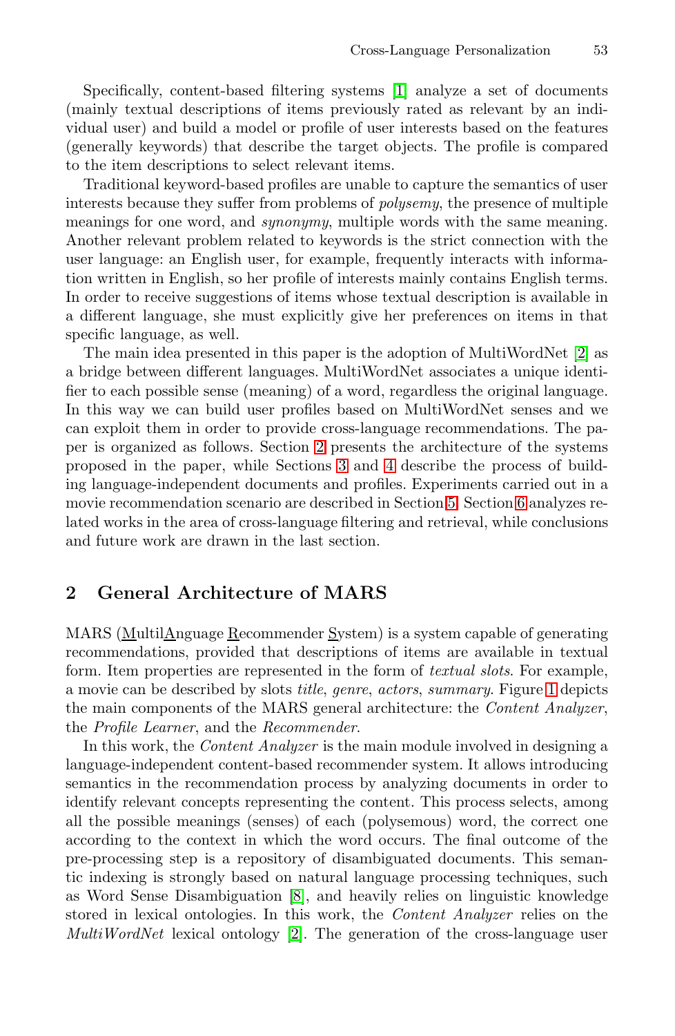Specifically, content-based filtering systems [1] analyze a set of documents (mainly textual descriptions of items previously rated as relevant by an individual user) and build a model or profile of user interests based on the features (generally keywords) that describe the target objects. The profile is compared to the item descriptions to select relevant items.

Traditional keyword-based profiles are unable to capture the semantics of user interests because they suffer from problems of *polysemy*, the presence of multiple meanings for one word, and *synonymy*, multiple words with the same meaning. Another relevant problem related to keywords is the strict connection with the user language: an English user, for example, frequently interacts with information written in English, so her profile of interests mainly contains English terms. In order to receive suggestions of items whose textual description is available in a different language, she must explicitly give her preferences on items in that specific language, as well.

The main idea presented in this paper is the adoption of MultiWordNet [2] as a bridge between different languages. MultiWordNet associates a unique identifier to each possible sense (meaning) of a word, regardless the original language. In this way we can build user profiles based on MultiWordNet senses and we can exploit them in order to provide cross-language recommendations. The paper is organized as follows. Section 2 presents the architecture of the systems proposed in the paper, while Sections 3 and 4 describe the process of building language-independent documents and profiles. Experiments carried out in a movie recommendation scenario are described in Section 5. Section 6 analyzes related works in the area of cross-language filtering and retrieval, while conclusions and future work are drawn in the last section.

## 2 General Architecture of MARS

MARS (MultilAnguage Recommender System) is a system capable of generating recommendations, provided that descriptions of items are available in textual form. Item properties are represented in the form of *textual slots*. For example, a movie can be described by slots *title*, *genre*, *actors*, *summary*. Figure 1 depicts the main components of the MARS general architecture: the *Content Analyzer*, the *Profile Learner*, and the *Recommender*.

In this work, the *Content Analyzer* is the main module involved in designing a language-independent content-based recommender system. It allows introducing semantics in the recommendation process by analyzing documents in order to identify relevant concepts representing the content. This process selects, among all the possible meanings (senses) of each (polysemous) word, the correct one according to the context in which the word occurs. The final outcome of the pre-processing step is a repository of disambiguated documents. This semantic indexing is strongly based on natural language processing techniques, such as Word Sense Disambiguation [8], and heavily relies on linguistic knowledge stored in lexical ontologies. In this work, the *Content Analyzer* relies on the *MultiWordNet* lexical ontology [2]. The generation of the cross-language user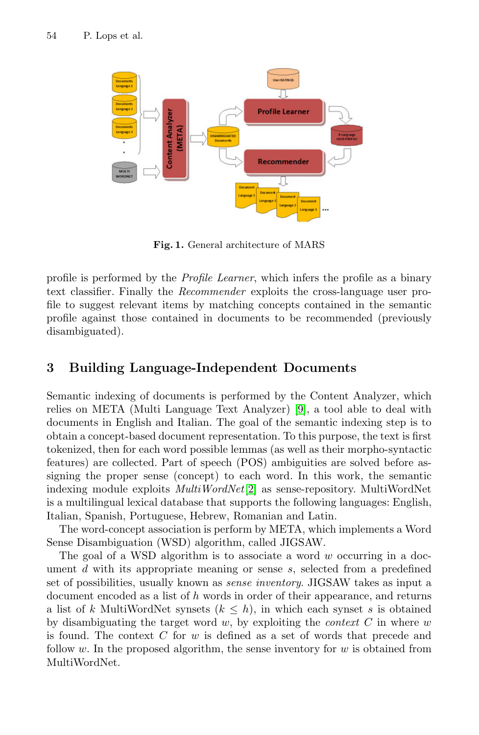Fig. 1. General architecture of MARS

profile is performed by the *Profile Learner*, which infers the profile as a binary text classifier. Finally the *Recommender* exploits the cross-language user profile to suggest relevant items by matching concepts contained in the semantic profile against those contained in documents to be recommended (previously disambiguated).

## 3 Building Language-Independent Documents

Semantic indexing of documents is performed by the Content Analyzer, which relies on META (Multi Language Text Analyzer) [9], a tool able to deal with documents in English and Italian. The goal of the semantic indexing step is to obtain a concept-based document representation. To this purpose, the text is first tokenized, then for each word possible lemmas (as well as their morpho-syntactic features) are collected. Part of speech (POS) ambiguities are solved before assigning the proper sense (concept) to each word. In this work, the semantic indexing module exploits *MultiWordNet* [2] as sense-repository. MultiWordNet is a multilingual lexical database that supports the following languages: English, Italian, Spanish, Portuguese, Hebrew, Romanian and Latin.

The word-concept association is perform by META, which implements a Word Sense Disambiguation (WSD) algorithm, called JIGSAW.

The goal of a WSD algorithm is to associate a word $w$ occurring in a document $d$ with its appropriate meaning or sense $s$, selected from a predefined set of possibilities, usually known as *sense inventory*. JIGSAW takes as input a document encoded as a list of $h$ words in order of their appearance, and returns a list of $k$ MultiWordNet synsets ($k \leq h$), in which each synset $s$ is obtained by disambiguating the target word $w$, by exploiting the *context* $C$ in where $w$ is found. The context $C$ for $w$ is defined as a set of words that precede and follow $w$. In the proposed algorithm, the sense inventory for $w$ is obtained from MultiWordNet.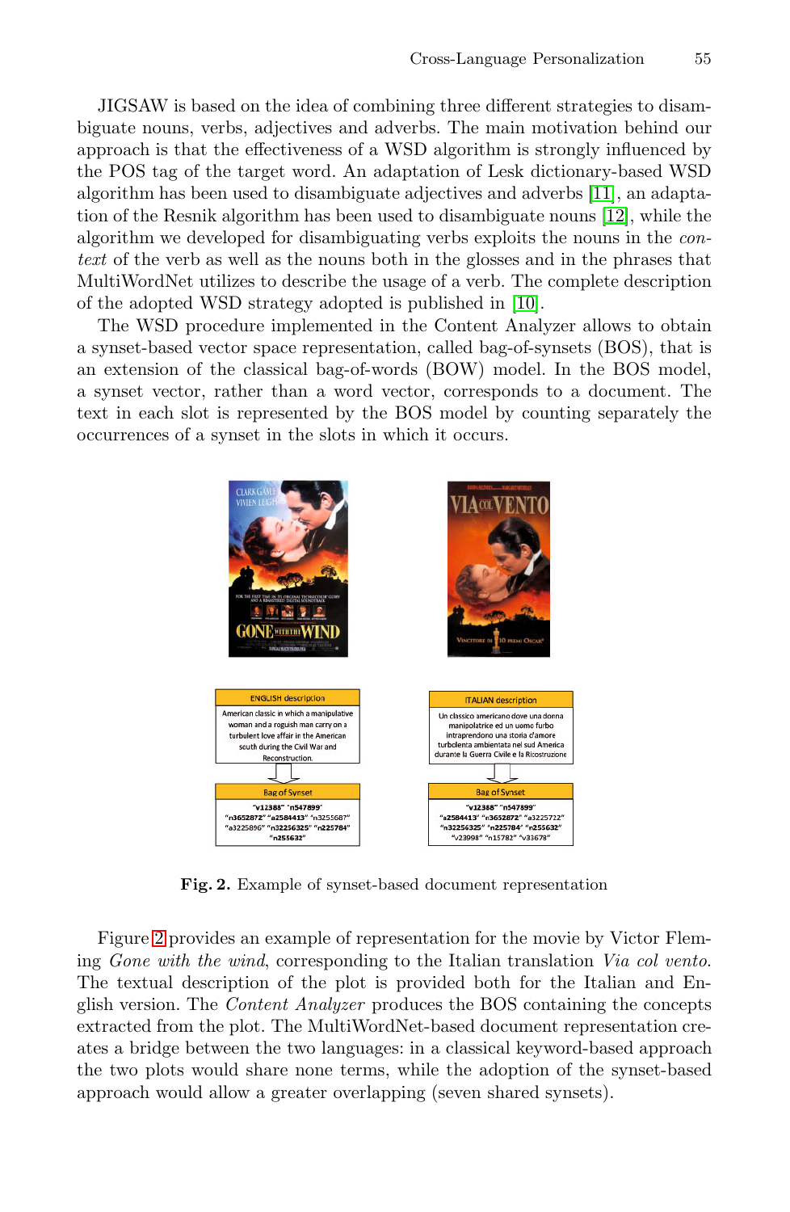JIGSAW is based on the idea of combining three different strategies to disambiguate nouns, verbs, adjectives and adverbs. The main motivation behind our approach is that the effectiveness of a WSD algorithm is strongly influenced by the POS tag of the target word. An adaptation of Lesk dictionary-based WSD algorithm has been used to disambiguate adjectives and adverbs [11], an adaptation of the Resnik algorithm has been used to disambiguate nouns [12], while the algorithm we developed for disambiguating verbs exploits the nouns in the *context* of the verb as well as the nouns both in the glosses and in the phrases that MultiWordNet utilizes to describe the usage of a verb. The complete description of the adopted WSD strategy adopted is published in [10].

The WSD procedure implemented in the Content Analyzer allows to obtain a synset-based vector space representation, called bag-of-synsets (BOS), that is an extension of the classical bag-of-words (BOW) model. In the BOS model, a synset vector, rather than a word vector, corresponds to a document. The text in each slot is represented by the BOS model by counting separately the occurrences of a synset in the slots in which it occurs.

**Fig. 2.** Example of synset-based document representation

Figure 2 provides an example of representation for the movie by Victor Fleming *Gone with the wind*, corresponding to the Italian translation *Via col vento*. The textual description of the plot is provided both for the Italian and English version. The *Content Analyzer* produces the BOS containing the concepts extracted from the plot. The MultiWordNet-based document representation creates a bridge between the two languages: in a classical keyword-based approach the two plots would share none terms, while the adoption of the synset-based approach would allow a greater overlapping (seven shared synsets).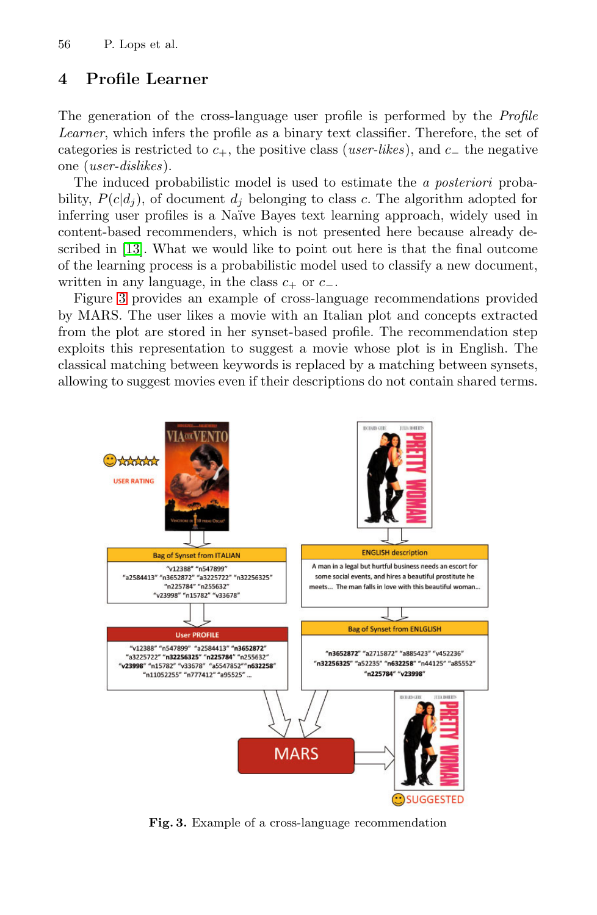## 4 Profile Learner

The generation of the cross-language user profile is performed by the *Profile Learner*, which infers the profile as a binary text classifier. Therefore, the set of categories is restricted to $c_+$, the positive class (*user-likes*), and $c_-$ the negative one (*user-dislikes*).

The induced probabilistic model is used to estimate the *a posteriori* probability, $P(c|d_j)$, of document $d_j$ belonging to class $c$. The algorithm adopted for inferring user profiles is a Naïve Bayes text learning approach, widely used in content-based recommenders, which is not presented here because already described in [13]. What we would like to point out here is that the final outcome of the learning process is a probabilistic model used to classify a new document, written in any language, in the class $c_+$ or $c_-$.

Figure 3 provides an example of cross-language recommendations provided by MARS. The user likes a movie with an Italian plot and concepts extracted from the plot are stored in her synset-based profile. The recommendation step exploits this representation to suggest a movie whose plot is in English. The classical matching between keywords is replaced by a matching between synsets, allowing to suggest movies even if their descriptions do not contain shared terms.

**Fig. 3.** Example of a cross-language recommendation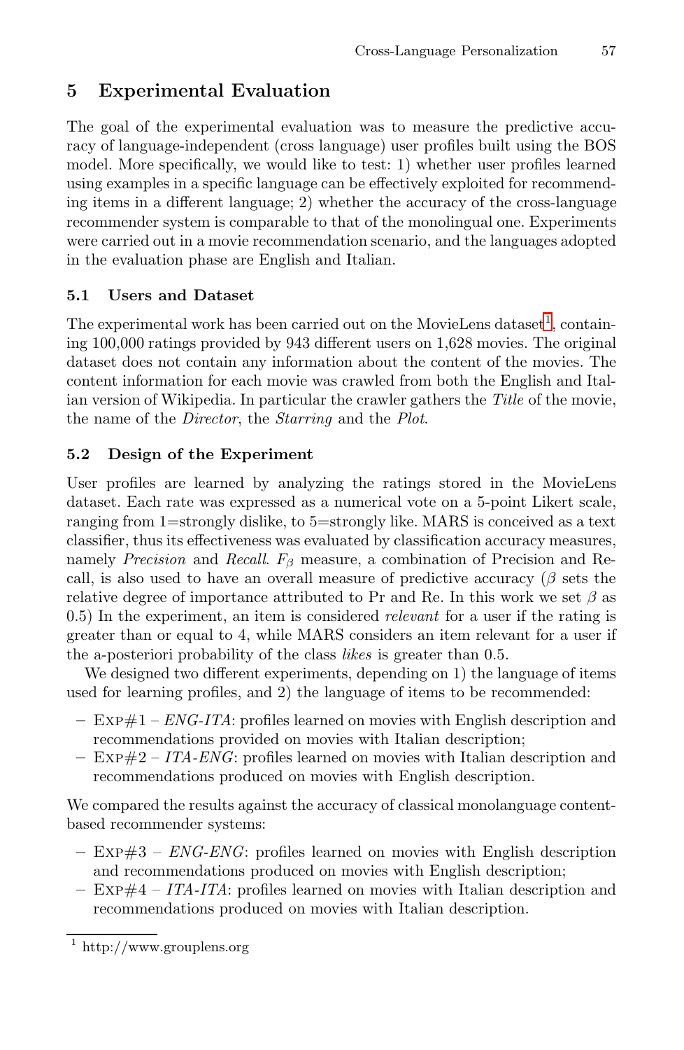## 5 Experimental Evaluation

The goal of the experimental evaluation was to measure the predictive accuracy of language-independent (cross language) user profiles built using the BOS model. More specifically, we would like to test: 1) whether user profiles learned using examples in a specific language can be effectively exploited for recommending items in a different language; 2) whether the accuracy of the cross-language recommender system is comparable to that of the monolingual one. Experiments were carried out in a movie recommendation scenario, and the languages adopted in the evaluation phase are English and Italian.

### 5.1 Users and Dataset

The experimental work has been carried out on the MovieLens dataset[1], containing 100,000 ratings provided by 943 different users on 1,628 movies. The original dataset does not contain any information about the content of the movies. The content information for each movie was crawled from both the English and Italian version of Wikipedia. In particular the crawler gathers the *Title* of the movie, the name of the *Director*, the *Starring* and the *Plot*.

### 5.2 Design of the Experiment

User profiles are learned by analyzing the ratings stored in the MovieLens dataset. Each rate was expressed as a numerical vote on a 5-point Likert scale, ranging from 1=strongly dislike, to 5=strongly like. MARS is conceived as a text classifier, thus its effectiveness was evaluated by classification accuracy measures, namely *Precision* and *Recall*. $F_\beta$ measure, a combination of Precision and Recall, is also used to have an overall measure of predictive accuracy ($\beta$ sets the relative degree of importance attributed to Pr and Re. In this work we set $\beta$ as 0.5) In the experiment, an item is considered *relevant* for a user if the rating is greater than or equal to 4, while MARS considers an item relevant for a user if the a-posteriori probability of the class *likes* is greater than 0.5.

We designed two different experiments, depending on 1) the language of items used for learning profiles, and 2) the language of items to be recommended:

- Exp#1 – *ENG-ITA*: profiles learned on movies with English description and recommendations provided on movies with Italian description;
- Exp#2 – *ITA-ENG*: profiles learned on movies with Italian description and recommendations produced on movies with English description.

We compared the results against the accuracy of classical monolanguage content-based recommender systems:

- Exp#3 – *ENG-ENG*: profiles learned on movies with English description and recommendations produced on movies with English description;
- Exp#4 – *ITA-ITA*: profiles learned on movies with Italian description and recommendations produced on movies with Italian description.

[1] http://www.grouplens.org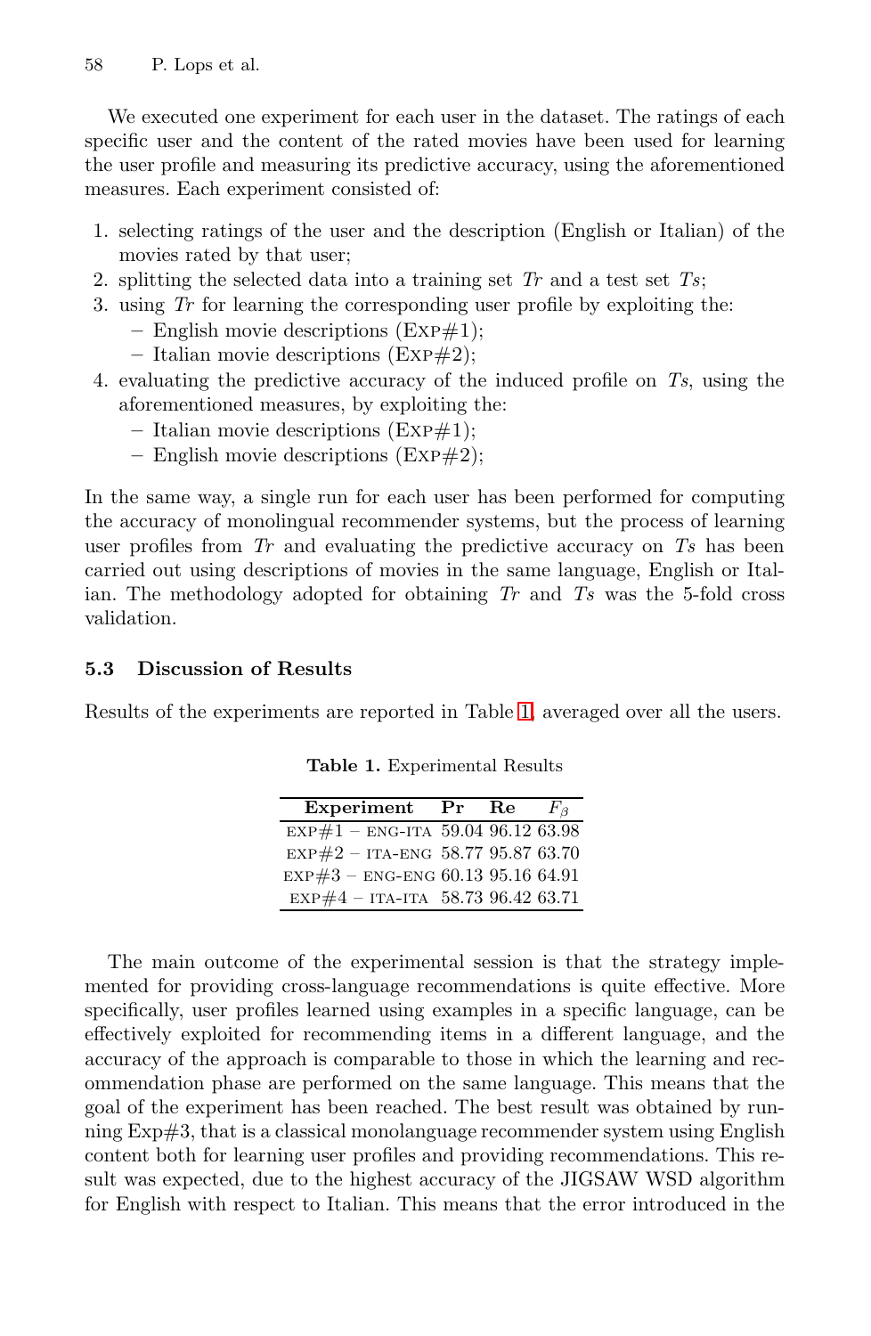We executed one experiment for each user in the dataset. The ratings of each specific user and the content of the rated movies have been used for learning the user profile and measuring its predictive accuracy, using the aforementioned measures. Each experiment consisted of:

1. selecting ratings of the user and the description (English or Italian) of the movies rated by that user;
2. splitting the selected data into a training set *Tr* and a test set *Ts*;
3. using *Tr* for learning the corresponding user profile by exploiting the:
   - English movie descriptions (Exp#1);
   - Italian movie descriptions (Exp#2);
4. evaluating the predictive accuracy of the induced profile on *Ts*, using the aforementioned measures, by exploiting the:
   - Italian movie descriptions (Exp#1);
   - English movie descriptions (Exp#2);

In the same way, a single run for each user has been performed for computing the accuracy of monolingual recommender systems, but the process of learning user profiles from *Tr* and evaluating the predictive accuracy on *Ts* has been carried out using descriptions of movies in the same language, English or Italian. The methodology adopted for obtaining *Tr* and *Ts* was the 5-fold cross validation.

### 5.3 Discussion of Results

Results of the experiments are reported in Table 1, averaged over all the users.

**Table 1.** Experimental Results

| Experiment | Pr | Re | $F_\beta$ |
|---|---|---|---|
| exp#1 – eng-ita | 59.04 | 96.12 | 63.98 |
| exp#2 – ita-eng | 58.77 | 95.87 | 63.70 |
| exp#3 – eng-eng | 60.13 | 95.16 | 64.91 |
| exp#4 – ita-ita | 58.73 | 96.42 | 63.71 |

The main outcome of the experimental session is that the strategy implemented for providing cross-language recommendations is quite effective. More specifically, user profiles learned using examples in a specific language, can be effectively exploited for recommending items in a different language, and the accuracy of the approach is comparable to those in which the learning and recommendation phase are performed on the same language. This means that the goal of the experiment has been reached. The best result was obtained by running Exp#3, that is a classical monolanguage recommender system using English content both for learning user profiles and providing recommendations. This result was expected, due to the highest accuracy of the JIGSAW WSD algorithm for English with respect to Italian. This means that the error introduced in the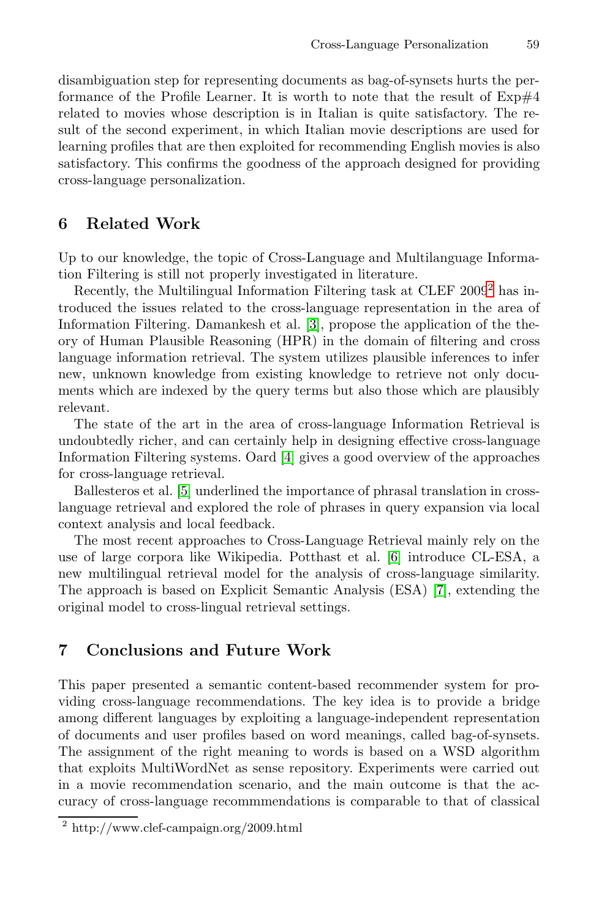disambiguation step for representing documents as bag-of-synsets hurts the performance of the Profile Learner. It is worth to note that the result of Exp#4 related to movies whose description is in Italian is quite satisfactory. The result of the second experiment, in which Italian movie descriptions are used for learning profiles that are then exploited for recommending English movies is also satisfactory. This confirms the goodness of the approach designed for providing cross-language personalization.

## 6 Related Work

Up to our knowledge, the topic of Cross-Language and Multilanguage Information Filtering is still not properly investigated in literature.

Recently, the Multilingual Information Filtering task at CLEF 2009[2] has introduced the issues related to the cross-language representation in the area of Information Filtering. Damankesh et al. [3], propose the application of the theory of Human Plausible Reasoning (HPR) in the domain of filtering and cross language information retrieval. The system utilizes plausible inferences to infer new, unknown knowledge from existing knowledge to retrieve not only documents which are indexed by the query terms but also those which are plausibly relevant.

The state of the art in the area of cross-language Information Retrieval is undoubtedly richer, and can certainly help in designing effective cross-language Information Filtering systems. Oard [4] gives a good overview of the approaches for cross-language retrieval.

Ballesteros et al. [5] underlined the importance of phrasal translation in cross-language retrieval and explored the role of phrases in query expansion via local context analysis and local feedback.

The most recent approaches to Cross-Language Retrieval mainly rely on the use of large corpora like Wikipedia. Potthast et al. [6] introduce CL-ESA, a new multilingual retrieval model for the analysis of cross-language similarity. The approach is based on Explicit Semantic Analysis (ESA) [7], extending the original model to cross-lingual retrieval settings.

## 7 Conclusions and Future Work

This paper presented a semantic content-based recommender system for providing cross-language recommendations. The key idea is to provide a bridge among different languages by exploiting a language-independent representation of documents and user profiles based on word meanings, called bag-of-synsets. The assignment of the right meaning to words is based on a WSD algorithm that exploits MultiWordNet as sense repository. Experiments were carried out in a movie recommendation scenario, and the main outcome is that the accuracy of cross-language recommmendations is comparable to that of classical

[2] http://www.clef-campaign.org/2009.html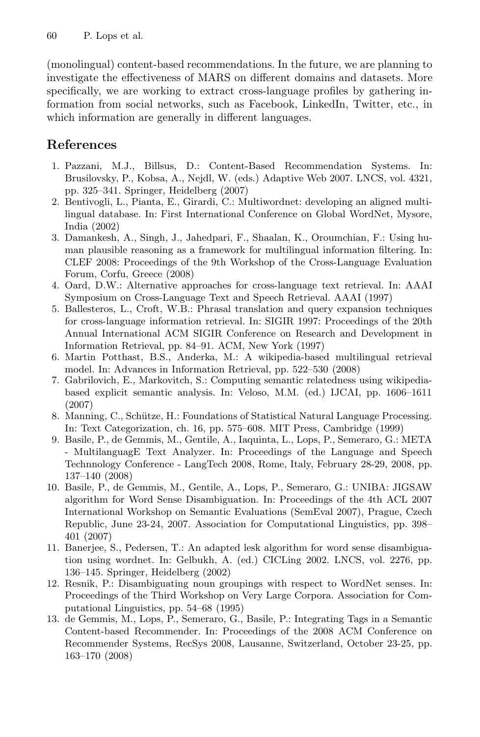(monolingual) content-based recommendations. In the future, we are planning to investigate the effectiveness of MARS on different domains and datasets. More specifically, we are working to extract cross-language profiles by gathering information from social networks, such as Facebook, LinkedIn, Twitter, etc., in which information are generally in different languages.

## References

1. Pazzani, M.J., Billsus, D.: Content-Based Recommendation Systems. In: Brusilovsky, P., Kobsa, A., Nejdl, W. (eds.) Adaptive Web 2007. LNCS, vol. 4321, pp. 325–341. Springer, Heidelberg (2007)
2. Bentivogli, L., Pianta, E., Girardi, C.: Multiwordnet: developing an aligned multilingual database. In: First International Conference on Global WordNet, Mysore, India (2002)
3. Damankesh, A., Singh, J., Jahedpari, F., Shaalan, K., Oroumchian, F.: Using human plausible reasoning as a framework for multilingual information filtering. In: CLEF 2008: Proceedings of the 9th Workshop of the Cross-Language Evaluation Forum, Corfu, Greece (2008)
4. Oard, D.W.: Alternative approaches for cross-language text retrieval. In: AAAI Symposium on Cross-Language Text and Speech Retrieval. AAAI (1997)
5. Ballesteros, L., Croft, W.B.: Phrasal translation and query expansion techniques for cross-language information retrieval. In: SIGIR 1997: Proceedings of the 20th Annual International ACM SIGIR Conference on Research and Development in Information Retrieval, pp. 84–91. ACM, New York (1997)
6. Martin Potthast, B.S., Anderka, M.: A wikipedia-based multilingual retrieval model. In: Advances in Information Retrieval, pp. 522–530 (2008)
7. Gabrilovich, E., Markovitch, S.: Computing semantic relatedness using wikipedia-based explicit semantic analysis. In: Veloso, M.M. (ed.) IJCAI, pp. 1606–1611 (2007)
8. Manning, C., Schütze, H.: Foundations of Statistical Natural Language Processing. In: Text Categorization, ch. 16, pp. 575–608. MIT Press, Cambridge (1999)
9. Basile, P., de Gemmis, M., Gentile, A., Iaquinta, L., Lops, P., Semeraro, G.: META - MultilanguagE Text Analyzer. In: Proceedings of the Language and Speech Technnology Conference - LangTech 2008, Rome, Italy, February 28-29, 2008, pp. 137–140 (2008)
10. Basile, P., de Gemmis, M., Gentile, A., Lops, P., Semeraro, G.: UNIBA: JIGSAW algorithm for Word Sense Disambiguation. In: Proceedings of the 4th ACL 2007 International Workshop on Semantic Evaluations (SemEval 2007), Prague, Czech Republic, June 23-24, 2007. Association for Computational Linguistics, pp. 398–401 (2007)
11. Banerjee, S., Pedersen, T.: An adapted lesk algorithm for word sense disambiguation using wordnet. In: Gelbukh, A. (ed.) CICLing 2002. LNCS, vol. 2276, pp. 136–145. Springer, Heidelberg (2002)
12. Resnik, P.: Disambiguating noun groupings with respect to WordNet senses. In: Proceedings of the Third Workshop on Very Large Corpora. Association for Computational Linguistics, pp. 54–68 (1995)
13. de Gemmis, M., Lops, P., Semeraro, G., Basile, P.: Integrating Tags in a Semantic Content-based Recommender. In: Proceedings of the 2008 ACM Conference on Recommender Systems, RecSys 2008, Lausanne, Switzerland, October 23-25, pp. 163–170 (2008)